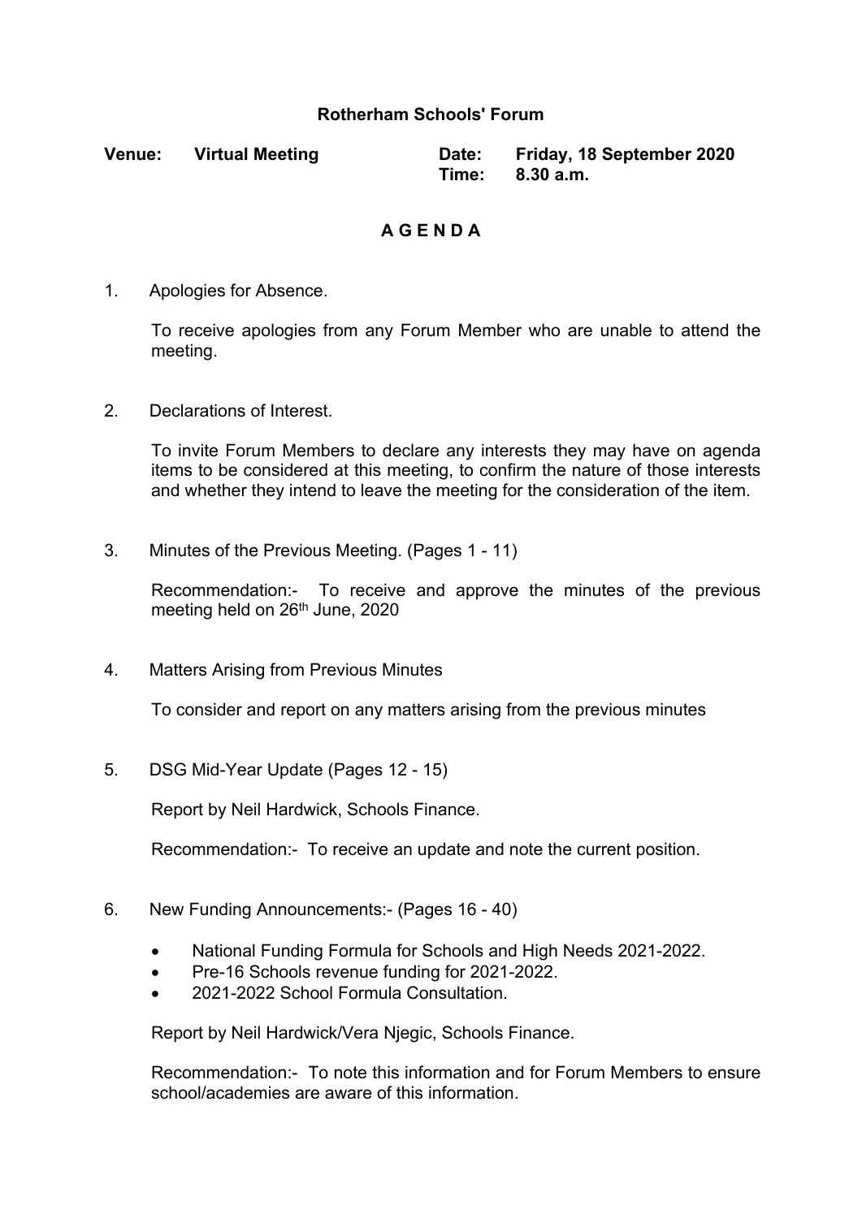# Rotherham Schools' Forum

**Venue:** **Virtual Meeting** **Date:** **Friday, 18 September 2020**
**Time:** **8.30 a.m.**

## A G E N D A

1. Apologies for Absence.

   To receive apologies from any Forum Member who are unable to attend the meeting.

2. Declarations of Interest.

   To invite Forum Members to declare any interests they may have on agenda items to be considered at this meeting, to confirm the nature of those interests and whether they intend to leave the meeting for the consideration of the item.

3. Minutes of the Previous Meeting. (Pages 1 - 11)

   Recommendation:- To receive and approve the minutes of the previous meeting held on 26th June, 2020

4. Matters Arising from Previous Minutes

   To consider and report on any matters arising from the previous minutes

5. DSG Mid-Year Update (Pages 12 - 15)

   Report by Neil Hardwick, Schools Finance.

   Recommendation:- To receive an update and note the current position.

6. New Funding Announcements:- (Pages 16 - 40)

   - National Funding Formula for Schools and High Needs 2021-2022.
   - Pre-16 Schools revenue funding for 2021-2022.
   - 2021-2022 School Formula Consultation.

   Report by Neil Hardwick/Vera Njegic, Schools Finance.

   Recommendation:- To note this information and for Forum Members to ensure school/academies are aware of this information.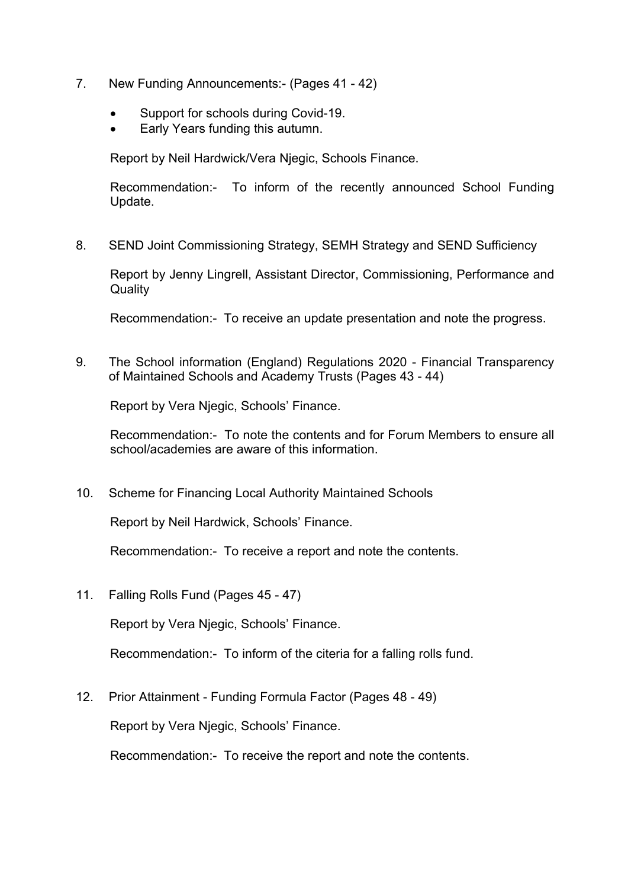7. New Funding Announcements:- (Pages 41 - 42)

   - Support for schools during Covid-19.
   - Early Years funding this autumn.

   Report by Neil Hardwick/Vera Njegic, Schools Finance.

   Recommendation:- To inform of the recently announced School Funding Update.

8. SEND Joint Commissioning Strategy, SEMH Strategy and SEND Sufficiency

   Report by Jenny Lingrell, Assistant Director, Commissioning, Performance and Quality

   Recommendation:- To receive an update presentation and note the progress.

9. The School information (England) Regulations 2020 - Financial Transparency of Maintained Schools and Academy Trusts (Pages 43 - 44)

   Report by Vera Njegic, Schools' Finance.

   Recommendation:- To note the contents and for Forum Members to ensure all school/academies are aware of this information.

10. Scheme for Financing Local Authority Maintained Schools

    Report by Neil Hardwick, Schools' Finance.

    Recommendation:- To receive a report and note the contents.

11. Falling Rolls Fund (Pages 45 - 47)

    Report by Vera Njegic, Schools' Finance.

    Recommendation:- To inform of the citeria for a falling rolls fund.

12. Prior Attainment - Funding Formula Factor (Pages 48 - 49)

    Report by Vera Njegic, Schools' Finance.

    Recommendation:- To receive the report and note the contents.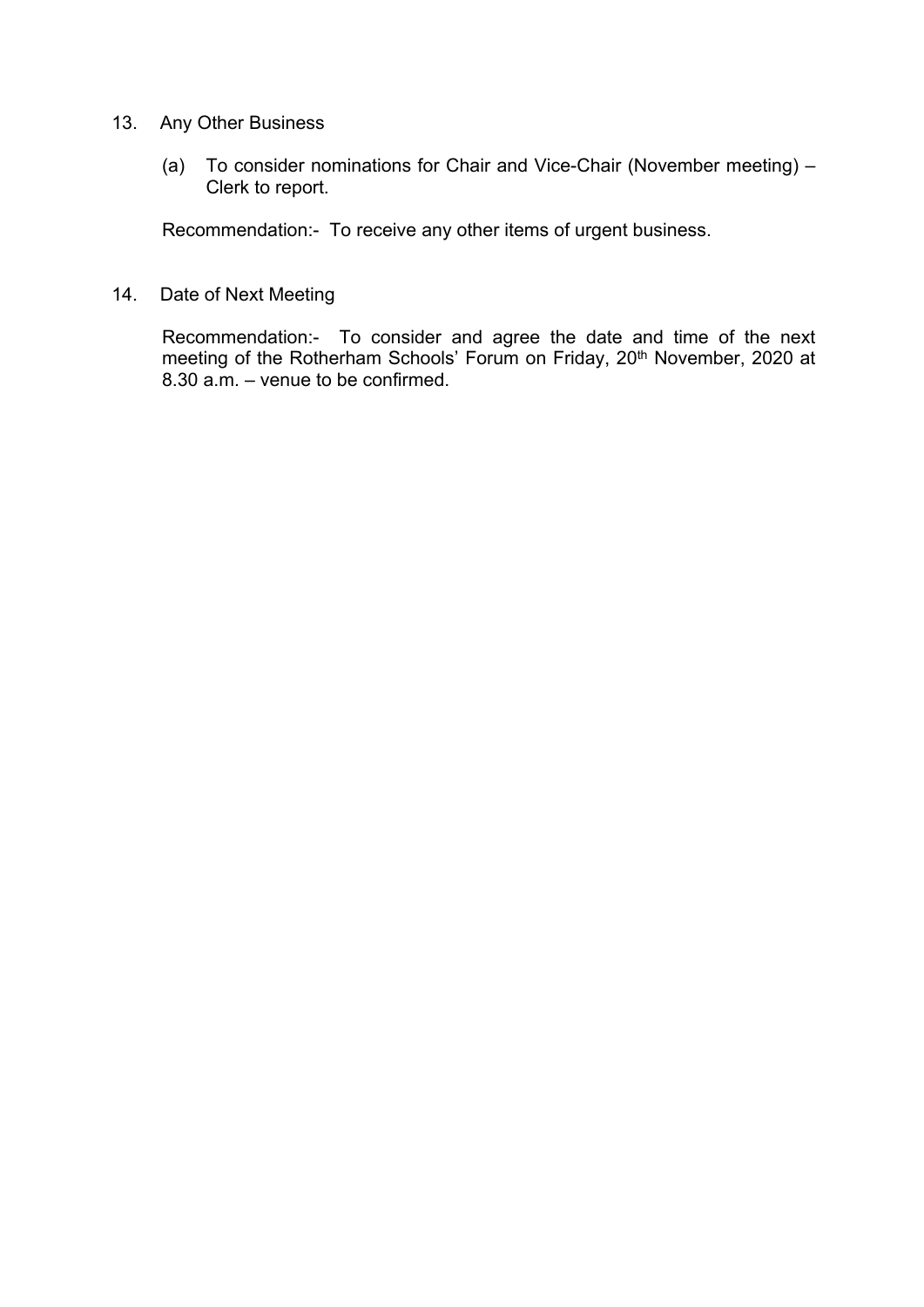13. Any Other Business

    (a) To consider nominations for Chair and Vice-Chair (November meeting) – Clerk to report.

    Recommendation:- To receive any other items of urgent business.

14. Date of Next Meeting

    Recommendation:- To consider and agree the date and time of the next meeting of the Rotherham Schools' Forum on Friday, 20th November, 2020 at 8.30 a.m. – venue to be confirmed.